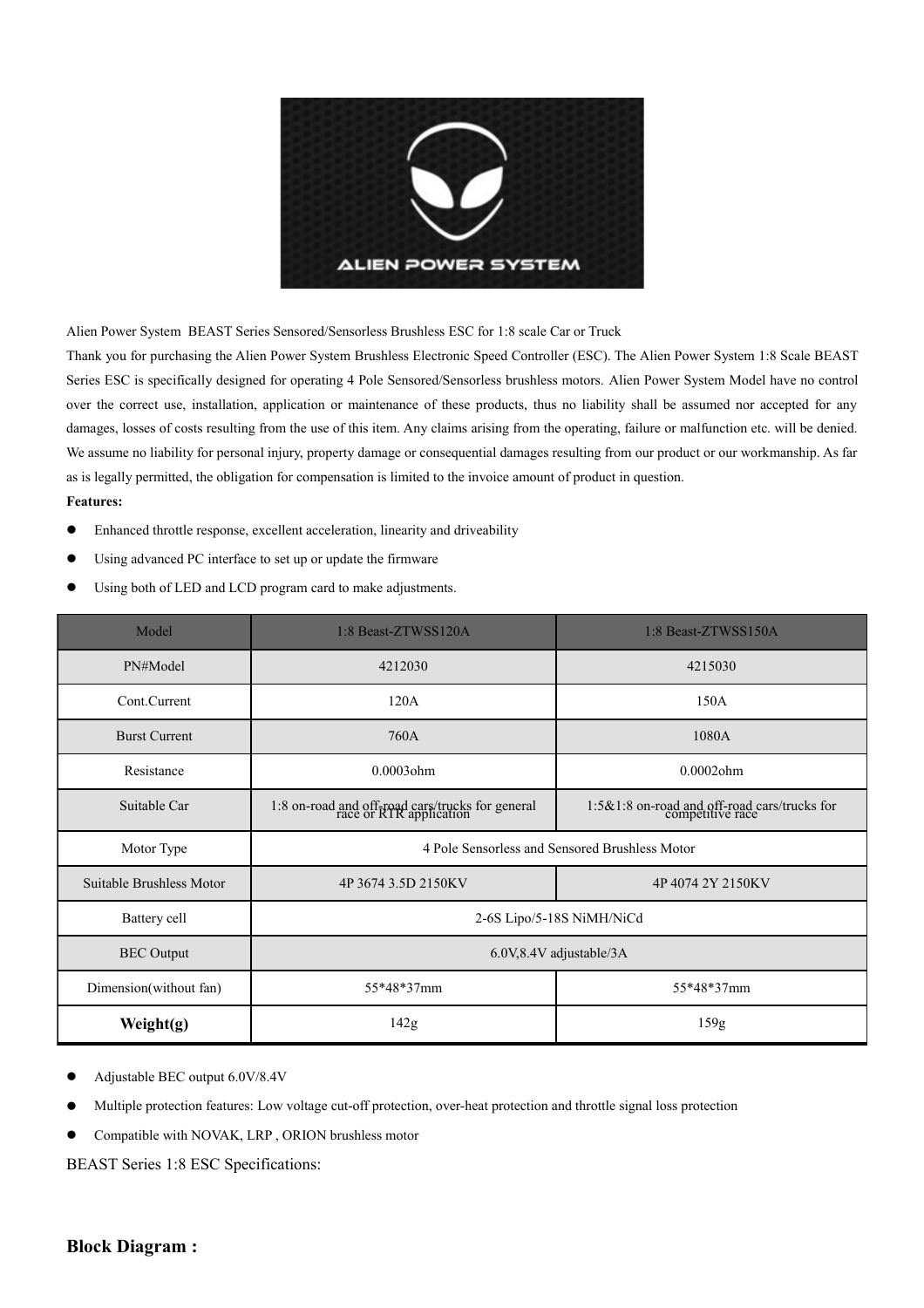Alien Power System  BEAST Series Sensored/Sensorless Brushless ESC for 1:8 scale Car or Truck

Thank you for purchasing the Alien Power System Brushless Electronic Speed Controller (ESC). The Alien Power System 1:8 Scale BEAST Series ESC is specifically designed for operating 4 Pole Sensored/Sensorless brushless motors. Alien Power System Model have no control over the correct use, installation, application or maintenance of these products, thus no liability shall be assumed nor accepted for any damages, losses of costs resulting from the use of this item. Any claims arising from the operating, failure or malfunction etc. will be denied. We assume no liability for personal injury, property damage or consequential damages resulting from our product or our workmanship. As far as is legally permitted, the obligation for compensation is limited to the invoice amount of product in question.

**Features:**

- Enhanced throttle response, excellent acceleration, linearity and driveability
- Using advanced PC interface to set up or update the firmware
- Using both of LED and LCD program card to make adjustments.

| Model | 1:8 Beast-ZTWSS120A | 1:8 Beast-ZTWSS150A |
|---|---|---|
| PN#Model | 4212030 | 4215030 |
| Cont.Current | 120A | 150A |
| Burst Current | 760A | 1080A |
| Resistance | 0.0003ohm | 0.0002ohm |
| Suitable Car | 1:8 on-road and off-road cars/trucks for general race or RTR application | 1:5&1:8 on-road and off-road cars/trucks for competitive race |
| Motor Type | 4 Pole Sensorless and Sensored Brushless Motor | |
| Suitable Brushless Motor | 4P 3674 3.5D 2150KV | 4P 4074 2Y 2150KV |
| Battery cell | 2-6S Lipo/5-18S NiMH/NiCd | |
| BEC Output | 6.0V,8.4V adjustable/3A | |
| Dimension(without fan) | 55*48*37mm | 55*48*37mm |
| **Weight(g)** | 142g | 159g |

- Adjustable BEC output 6.0V/8.4V
- Multiple protection features: Low voltage cut-off protection, over-heat protection and throttle signal loss protection
- Compatible with NOVAK, LRP , ORION brushless motor

BEAST Series 1:8 ESC Specifications:

**Block Diagram :**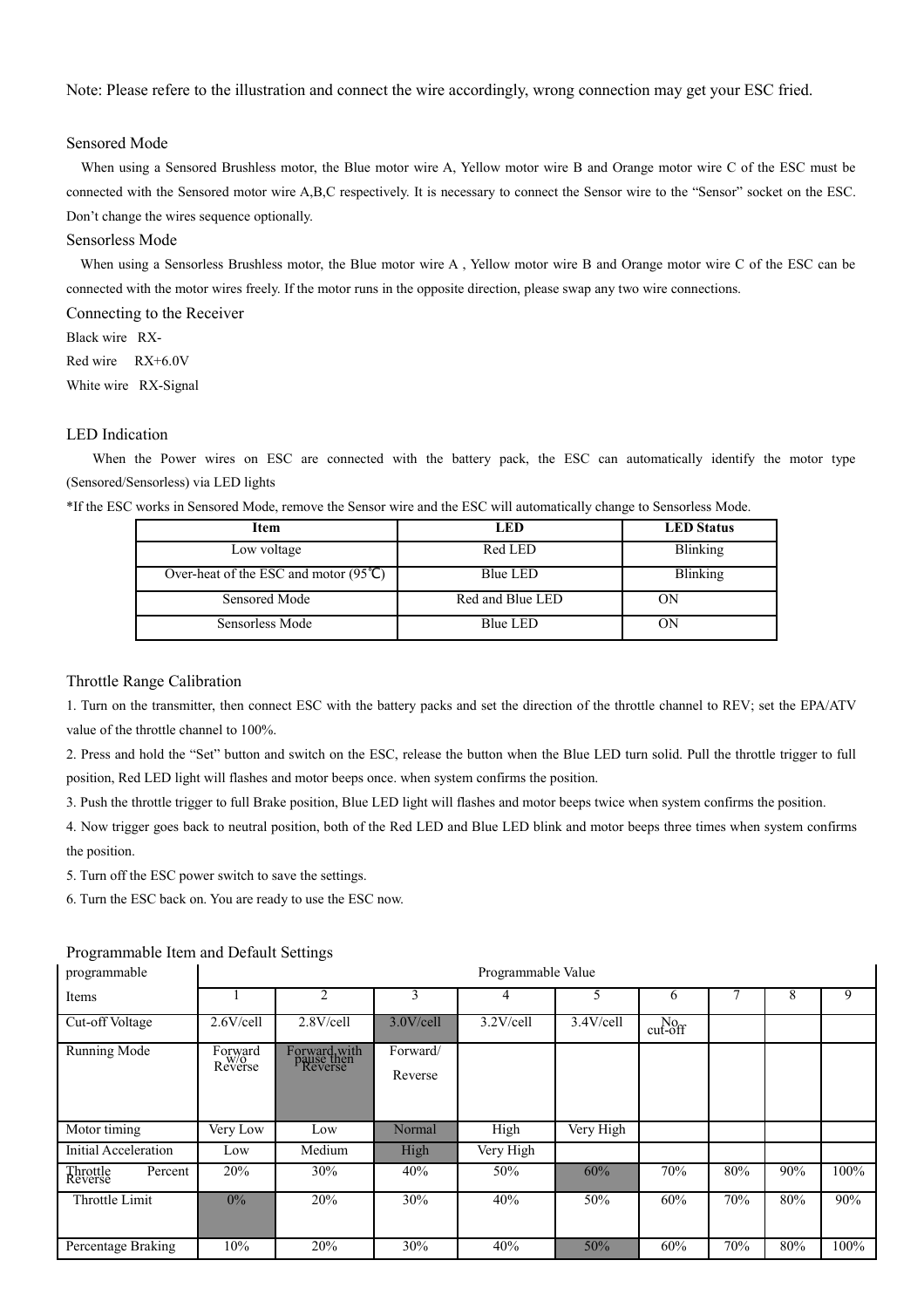Note: Please refere to the illustration and connect the wire accordingly, wrong connection may get your ESC fried.

## Sensored Mode

When using a Sensored Brushless motor, the Blue motor wire A, Yellow motor wire B and Orange motor wire C of the ESC must be connected with the Sensored motor wire A,B,C respectively. It is necessary to connect the Sensor wire to the “Sensor” socket on the ESC. Don’t change the wires sequence optionally.

## Sensorless Mode

When using a Sensorless Brushless motor, the Blue motor wire A , Yellow motor wire B and Orange motor wire C of the ESC can be connected with the motor wires freely. If the motor runs in the opposite direction, please swap any two wire connections.

## Connecting to the Receiver

Black wire RX-

Red wire RX+6.0V

White wire RX-Signal

## LED Indication

When the Power wires on ESC are connected with the battery pack, the ESC can automatically identify the motor type (Sensored/Sensorless) via LED lights

*If the ESC works in Sensored Mode, remove the Sensor wire and the ESC will automatically change to Sensorless Mode.

| Item | LED | LED Status |
|---|---|---|
| Low voltage | Red LED | Blinking |
| Over-heat of the ESC and motor (95℃) | Blue LED | Blinking |
| Sensored Mode | Red and Blue LED | ON |
| Sensorless Mode | Blue LED | ON |

## Throttle Range Calibration

1. Turn on the transmitter, then connect ESC with the battery packs and set the direction of the throttle channel to REV; set the EPA/ATV value of the throttle channel to 100%.
2. Press and hold the “Set” button and switch on the ESC, release the button when the Blue LED turn solid. Pull the throttle trigger to full position, Red LED light will flashes and motor beeps once. when system confirms the position.
3. Push the throttle trigger to full Brake position, Blue LED light will flashes and motor beeps twice when system confirms the position.
4. Now trigger goes back to neutral position, both of the Red LED and Blue LED blink and motor beeps three times when system confirms the position.
5. Turn off the ESC power switch to save the settings.
6. Turn the ESC back on. You are ready to use the ESC now.

## Programmable Item and Default Settings

| programmable Items | Programmable Value | | | | | | | | |
|---|---|---|---|---|---|---|---|---|---|
| | 1 | 2 | 3 | 4 | 5 | 6 | 7 | 8 | 9 |
| Cut-off Voltage | 2.6V/cell | 2.8V/cell | 3.0V/cell | 3.2V/cell | 3.4V/cell | No cut-off | | | |
| Running Mode | Forward w/o Reverse | Forward with pause then Reverse | Forward/ Reverse | | | | | | |
| Motor timing | Very Low | Low | Normal | High | Very High | | | | |
| Initial Acceleration | Low | Medium | High | Very High | | | | | |
| Throttle Percent Reverse | 20% | 30% | 40% | 50% | 60% | 70% | 80% | 90% | 100% |
| Throttle Limit | 0% | 20% | 30% | 40% | 50% | 60% | 70% | 80% | 90% |
| Percentage Braking | 10% | 20% | 30% | 40% | 50% | 60% | 70% | 80% | 100% |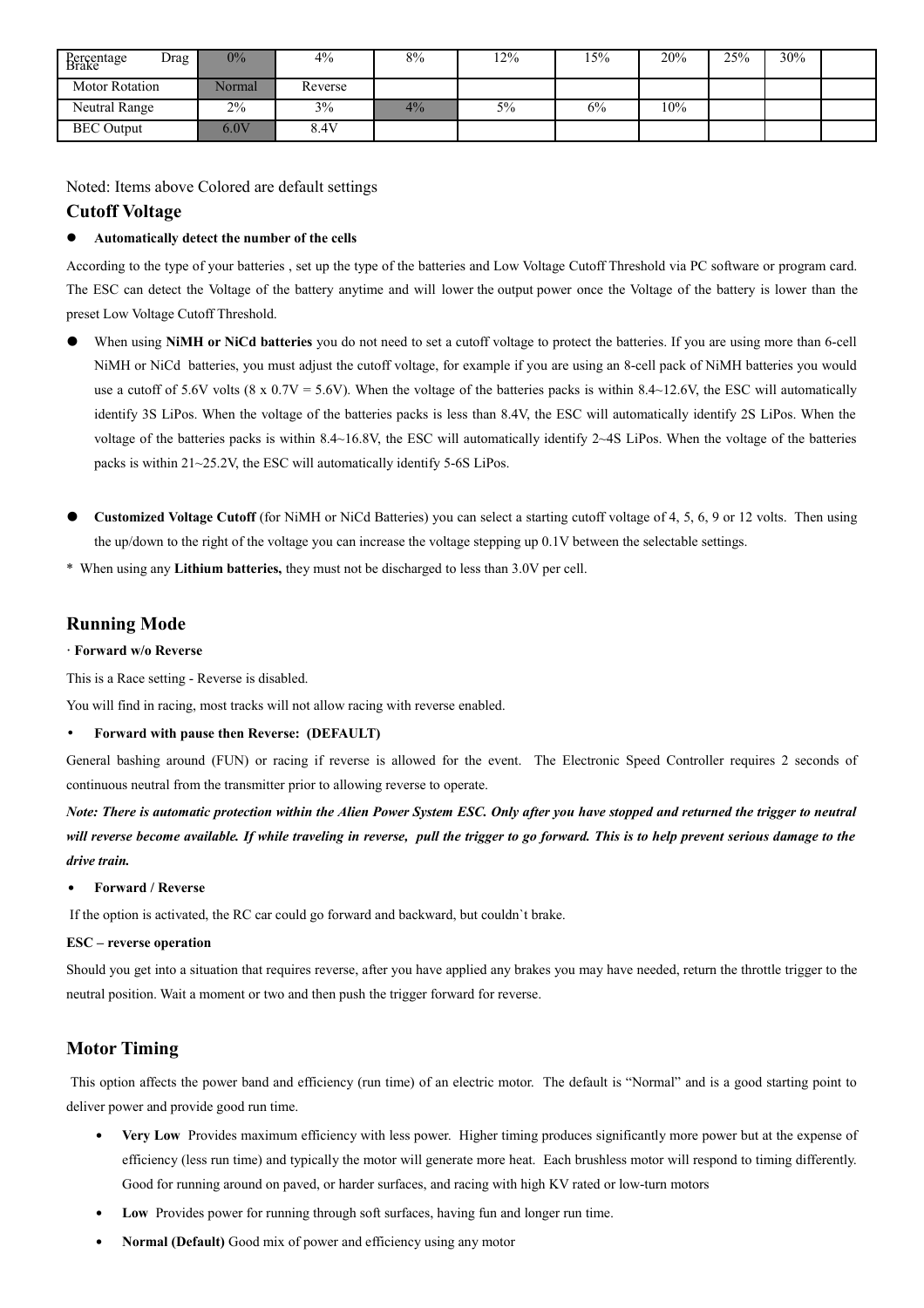| Percentage Drag Brake | 0% | 4% | 8% | 12% | 15% | 20% | 25% | 30% | |
|---|---|---|---|---|---|---|---|---|---|
| Motor Rotation | Normal | Reverse | | | | | | | |
| Neutral Range | 2% | 3% | 4% | 5% | 6% | 10% | | | |
| BEC Output | 6.0V | 8.4V | | | | | | | |

Noted: Items above Colored are default settings

## Cutoff Voltage

- **Automatically detect the number of the cells**

According to the type of your batteries , set up the type of the batteries and Low Voltage Cutoff Threshold via PC software or program card. The ESC can detect the Voltage of the battery anytime and will lower the output power once the Voltage of the battery is lower than the preset Low Voltage Cutoff Threshold.

- When using **NiMH or NiCd batteries** you do not need to set a cutoff voltage to protect the batteries. If you are using more than 6-cell NiMH or NiCd batteries, you must adjust the cutoff voltage, for example if you are using an 8-cell pack of NiMH batteries you would use a cutoff of 5.6V volts (8 x 0.7V = 5.6V). When the voltage of the batteries packs is within 8.4~12.6V, the ESC will automatically identify 3S LiPos. When the voltage of the batteries packs is less than 8.4V, the ESC will automatically identify 2S LiPos. When the voltage of the batteries packs is within 8.4~16.8V, the ESC will automatically identify 2~4S LiPos. When the voltage of the batteries packs is within 21~25.2V, the ESC will automatically identify 5-6S LiPos.

- **Customized Voltage Cutoff** (for NiMH or NiCd Batteries) you can select a starting cutoff voltage of 4, 5, 6, 9 or 12 volts. Then using the up/down to the right of the voltage you can increase the voltage stepping up 0.1V between the selectable settings.

* When using any **Lithium batteries,** they must not be discharged to less than 3.0V per cell.

## Running Mode

· **Forward w/o Reverse**

This is a Race setting - Reverse is disabled.

You will find in racing, most tracks will not allow racing with reverse enabled.

- **Forward with pause then Reverse: (DEFAULT)**

General bashing around (FUN) or racing if reverse is allowed for the event. The Electronic Speed Controller requires 2 seconds of continuous neutral from the transmitter prior to allowing reverse to operate.

***Note: There is automatic protection within the Alien Power System ESC. Only after you have stopped and returned the trigger to neutral will reverse become available. If while traveling in reverse, pull the trigger to go forward. This is to help prevent serious damage to the drive train.***

- **Forward / Reverse**

If the option is activated, the RC car could go forward and backward, but couldn`t brake.

**ESC – reverse operation**

Should you get into a situation that requires reverse, after you have applied any brakes you may have needed, return the throttle trigger to the neutral position. Wait a moment or two and then push the trigger forward for reverse.

## Motor Timing

This option affects the power band and efficiency (run time) of an electric motor. The default is "Normal" and is a good starting point to deliver power and provide good run time.

- **Very Low** Provides maximum efficiency with less power. Higher timing produces significantly more power but at the expense of efficiency (less run time) and typically the motor will generate more heat. Each brushless motor will respond to timing differently. Good for running around on paved, or harder surfaces, and racing with high KV rated or low-turn motors
- **Low** Provides power for running through soft surfaces, having fun and longer run time.
- **Normal (Default)** Good mix of power and efficiency using any motor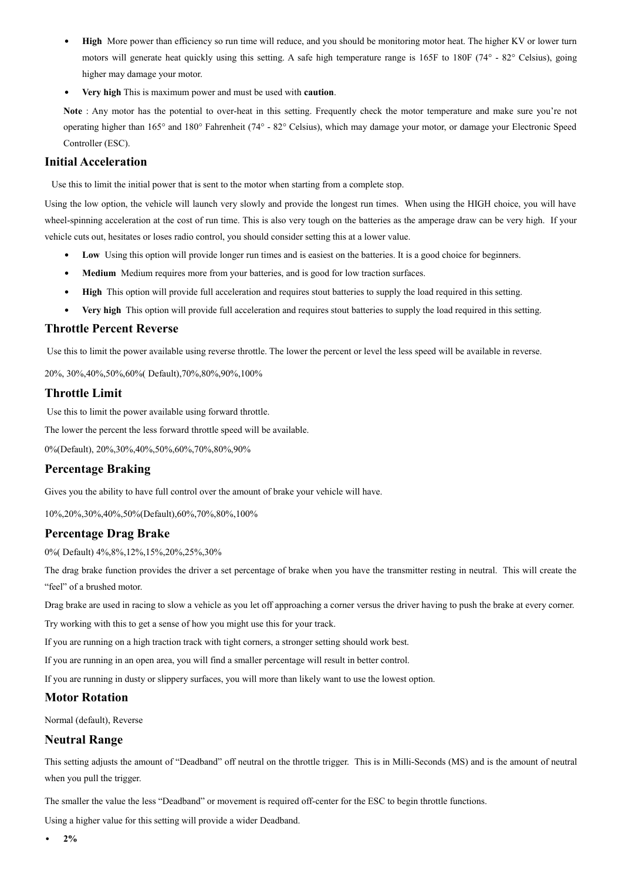- **High** More power than efficiency so run time will reduce, and you should be monitoring motor heat. The higher KV or lower turn motors will generate heat quickly using this setting. A safe high temperature range is 165F to 180F (74° - 82° Celsius), going higher may damage your motor.
- **Very high** This is maximum power and must be used with **caution**.

**Note** : Any motor has the potential to over-heat in this setting. Frequently check the motor temperature and make sure you're not operating higher than 165° and 180° Fahrenheit (74° - 82° Celsius), which may damage your motor, or damage your Electronic Speed Controller (ESC).

## Initial Acceleration

Use this to limit the initial power that is sent to the motor when starting from a complete stop.

Using the low option, the vehicle will launch very slowly and provide the longest run times. When using the HIGH choice, you will have wheel-spinning acceleration at the cost of run time. This is also very tough on the batteries as the amperage draw can be very high. If your vehicle cuts out, hesitates or loses radio control, you should consider setting this at a lower value.

- **Low** Using this option will provide longer run times and is easiest on the batteries. It is a good choice for beginners.
- **Medium** Medium requires more from your batteries, and is good for low traction surfaces.
- **High** This option will provide full acceleration and requires stout batteries to supply the load required in this setting.
- **Very high** This option will provide full acceleration and requires stout batteries to supply the load required in this setting.

## Throttle Percent Reverse

Use this to limit the power available using reverse throttle. The lower the percent or level the less speed will be available in reverse.

20%, 30%,40%,50%,60%( Default),70%,80%,90%,100%

## Throttle Limit

Use this to limit the power available using forward throttle.

The lower the percent the less forward throttle speed will be available.

0%(Default), 20%,30%,40%,50%,60%,70%,80%,90%

## Percentage Braking

Gives you the ability to have full control over the amount of brake your vehicle will have.

10%,20%,30%,40%,50%(Default),60%,70%,80%,100%

## Percentage Drag Brake

0%( Default) 4%,8%,12%,15%,20%,25%,30%

The drag brake function provides the driver a set percentage of brake when you have the transmitter resting in neutral. This will create the "feel" of a brushed motor.

Drag brake are used in racing to slow a vehicle as you let off approaching a corner versus the driver having to push the brake at every corner.

Try working with this to get a sense of how you might use this for your track.

If you are running on a high traction track with tight corners, a stronger setting should work best.

If you are running in an open area, you will find a smaller percentage will result in better control.

If you are running in dusty or slippery surfaces, you will more than likely want to use the lowest option.

## Motor Rotation

Normal (default), Reverse

## Neutral Range

This setting adjusts the amount of "Deadband" off neutral on the throttle trigger. This is in Milli-Seconds (MS) and is the amount of neutral when you pull the trigger.

The smaller the value the less "Deadband" or movement is required off-center for the ESC to begin throttle functions.

Using a higher value for this setting will provide a wider Deadband.

- **2%**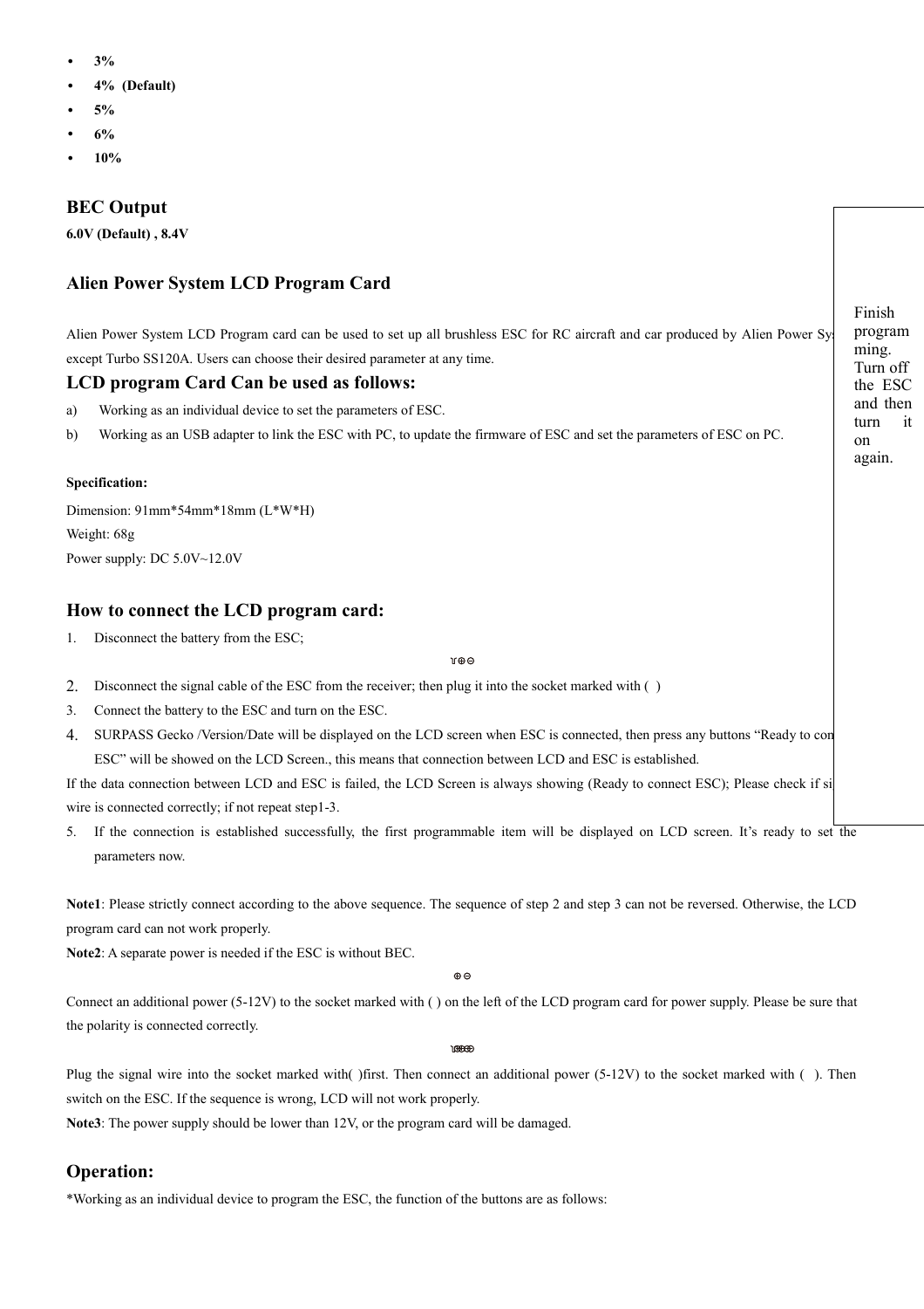- 3%
- 4%  (Default)
- 5%
- 6%
- 10%

## BEC Output

**6.0V (Default) , 8.4V**

## Alien Power System LCD Program Card

Alien Power System LCD Program card can be used to set up all brushless ESC for RC aircraft and car produced by Alien Power Sy except Turbo SS120A. Users can choose their desired parameter at any time.

## LCD program Card Can be used as follows:

a) Working as an individual device to set the parameters of ESC.

b) Working as an USB adapter to link the ESC with PC, to update the firmware of ESC and set the parameters of ESC on PC.

**Specification:**

Dimension: 91mm*54mm*18mm (L*W*H)

Weight: 68g

Power supply: DC 5.0V~12.0V

## How to connect the LCD program card:

1. Disconnect the battery from the ESC;
2. Disconnect the signal cable of the ESC from the receiver; then plug it into the socket marked with ( ⊕⊖)
3. Connect the battery to the ESC and turn on the ESC.
4. SURPASS Gecko /Version/Date will be displayed on the LCD screen when ESC is connected, then press any buttons "Ready to con ESC" will be showed on the LCD Screen., this means that connection between LCD and ESC is established.

If the data connection between LCD and ESC is failed, the LCD Screen is always showing (Ready to connect ESC); Please check if si wire is connected correctly; if not repeat step1-3.

5. If the connection is established successfully, the first programmable item will be displayed on LCD screen. It's ready to set the parameters now.

Finish programming. Turn off the ESC and then turn it on again.

**Note1**: Please strictly connect according to the above sequence. The sequence of step 2 and step 3 can not be reversed. Otherwise, the LCD program card can not work properly.

**Note2**: A separate power is needed if the ESC is without BEC.

Connect an additional power (5-12V) to the socket marked with (⊕⊖) on the left of the LCD program card for power supply. Please be sure that the polarity is connected correctly.

Plug the signal wire into the socket marked with( )first. Then connect an additional power (5-12V) to the socket marked with ( ). Then switch on the ESC. If the sequence is wrong, LCD will not work properly.

**Note3**: The power supply should be lower than 12V, or the program card will be damaged.

## Operation:

*Working as an individual device to program the ESC, the function of the buttons are as follows: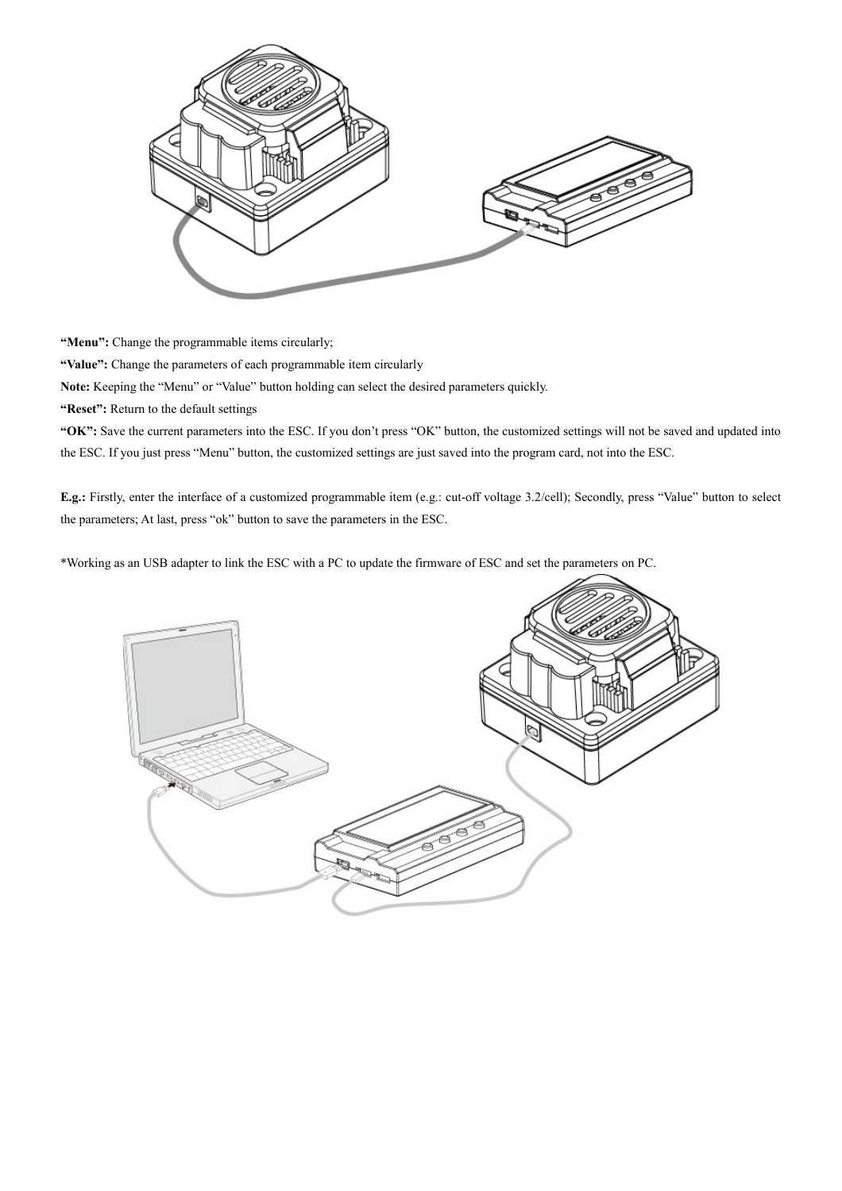**"Menu":** Change the programmable items circularly;

**"Value":** Change the parameters of each programmable item circularly

**Note:** Keeping the "Menu" or "Value" button holding can select the desired parameters quickly.

**"Reset":** Return to the default settings

**"OK":** Save the current parameters into the ESC. If you don't press "OK" button, the customized settings will not be saved and updated into the ESC. If you just press "Menu" button, the customized settings are just saved into the program card, not into the ESC.

**E.g.:** Firstly, enter the interface of a customized programmable item (e.g.: cut-off voltage 3.2/cell); Secondly, press "Value" button to select the parameters; At last, press "ok" button to save the parameters in the ESC.

*Working as an USB adapter to link the ESC with a PC to update the firmware of ESC and set the parameters on PC.